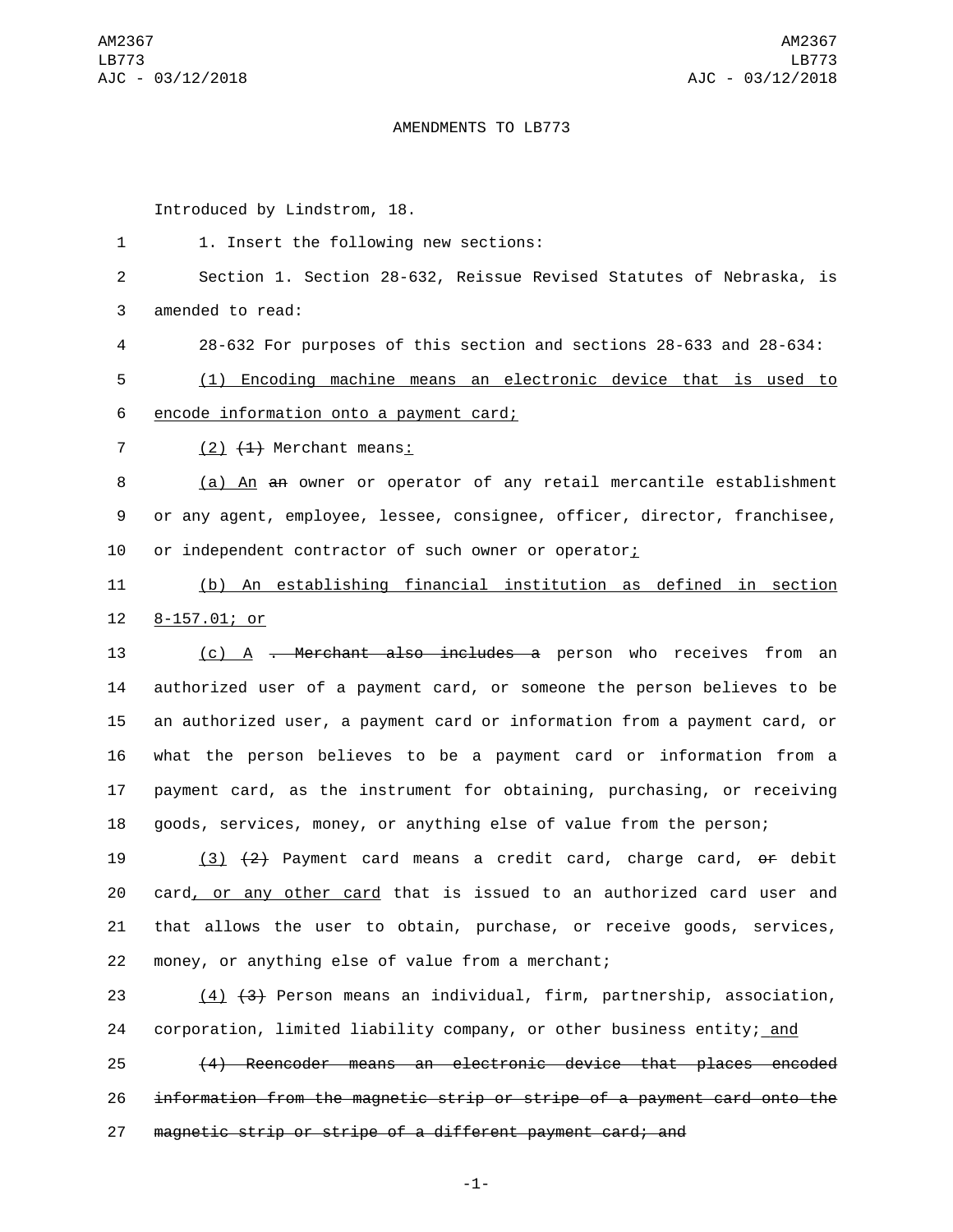# AMENDMENTS TO LB773

Introduced by Lindstrom, 18.

1 1. Insert the following new sections:

2 Section 1. Section 28-632, Reissue Revised Statutes of Nebraska, is
3 amended to read:

4 28-632 For purposes of this section and sections 28-633 and 28-634:

5 <u>(1) Encoding machine means an electronic device that is used to</u>
6 <u>encode information onto a payment card;</u>

7 <u>(2)</u> ~~(1)~~ Merchant means<u>:</u>

8 <u>(a) An</u> ~~an~~ owner or operator of any retail mercantile establishment
9 or any agent, employee, lessee, consignee, officer, director, franchisee,
10 or independent contractor of such owner or operator<u>;</u>

11 <u>(b) An establishing financial institution as defined in section</u>
12 <u>8-157.01; or</u>

13 <u>(c) A</u> ~~. Merchant also includes a~~ person who receives from an
14 authorized user of a payment card, or someone the person believes to be
15 an authorized user, a payment card or information from a payment card, or
16 what the person believes to be a payment card or information from a
17 payment card, as the instrument for obtaining, purchasing, or receiving
18 goods, services, money, or anything else of value from the person;

19 <u>(3)</u> ~~(2)~~ Payment card means a credit card, charge card, ~~or~~ debit
20 card<u>, or any other card</u> that is issued to an authorized card user and
21 that allows the user to obtain, purchase, or receive goods, services,
22 money, or anything else of value from a merchant;

23 <u>(4)</u> ~~(3)~~ Person means an individual, firm, partnership, association,
24 corporation, limited liability company, or other business entity;<u> and</u>

25 ~~(4) Reencoder means an electronic device that places encoded~~
26 ~~information from the magnetic strip or stripe of a payment card onto the~~
27 ~~magnetic strip or stripe of a different payment card; and~~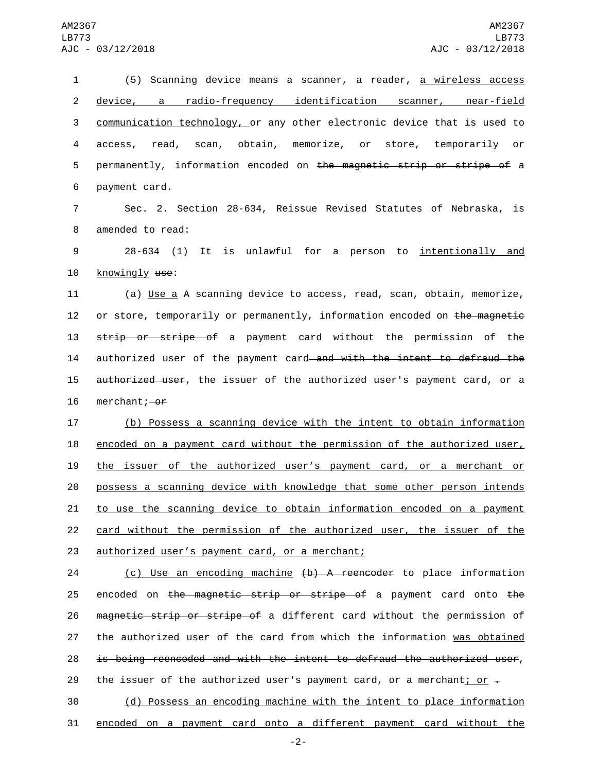(5) Scanning device means a scanner, a reader, a wireless access device, a radio-frequency identification scanner, near-field communication technology, or any other electronic device that is used to access, read, scan, obtain, memorize, or store, temporarily or permanently, information encoded on the magnetic strip or stripe of a payment card.

Sec. 2. Section 28-634, Reissue Revised Statutes of Nebraska, is amended to read:

28-634 (1) It is unlawful for a person to intentionally and knowingly use:

(a) Use a A scanning device to access, read, scan, obtain, memorize, or store, temporarily or permanently, information encoded on the magnetic strip or stripe of a payment card without the permission of the authorized user of the payment card and with the intent to defraud the authorized user, the issuer of the authorized user's payment card, or a merchant; or

(b) Possess a scanning device with the intent to obtain information encoded on a payment card without the permission of the authorized user, the issuer of the authorized user's payment card, or a merchant or possess a scanning device with knowledge that some other person intends to use the scanning device to obtain information encoded on a payment card without the permission of the authorized user, the issuer of the authorized user's payment card, or a merchant;

(c) Use an encoding machine (b) A reencoder to place information encoded on the magnetic strip or stripe of a payment card onto the magnetic strip or stripe of a different card without the permission of the authorized user of the card from which the information was obtained is being reencoded and with the intent to defraud the authorized user, the issuer of the authorized user's payment card, or a merchant; or .

(d) Possess an encoding machine with the intent to place information encoded on a payment card onto a different payment card without the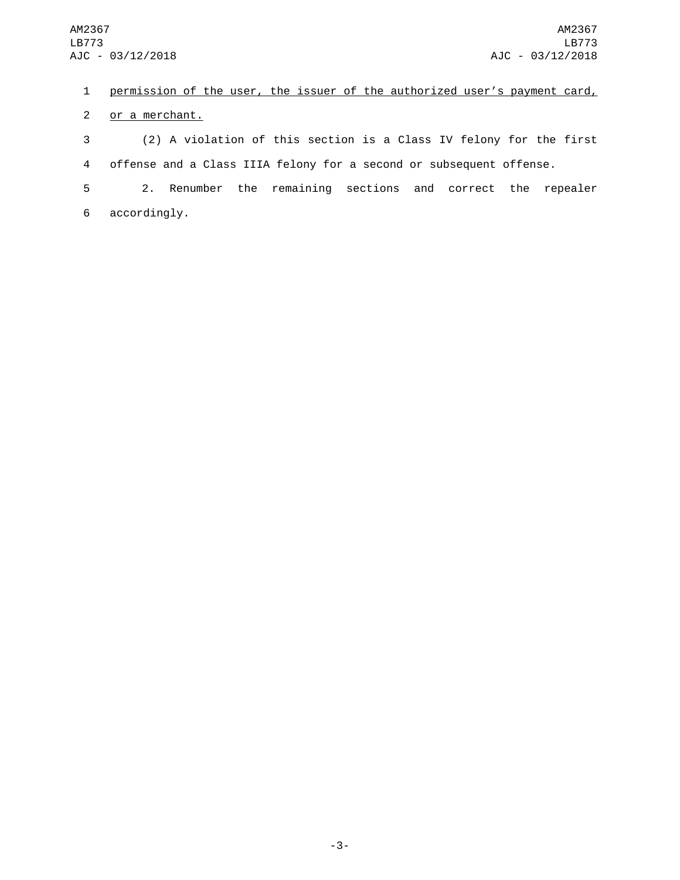permission of the user, the issuer of the authorized user's payment card, or a merchant.

(2) A violation of this section is a Class IV felony for the first offense and a Class IIIA felony for a second or subsequent offense.

2. Renumber the remaining sections and correct the repealer accordingly.